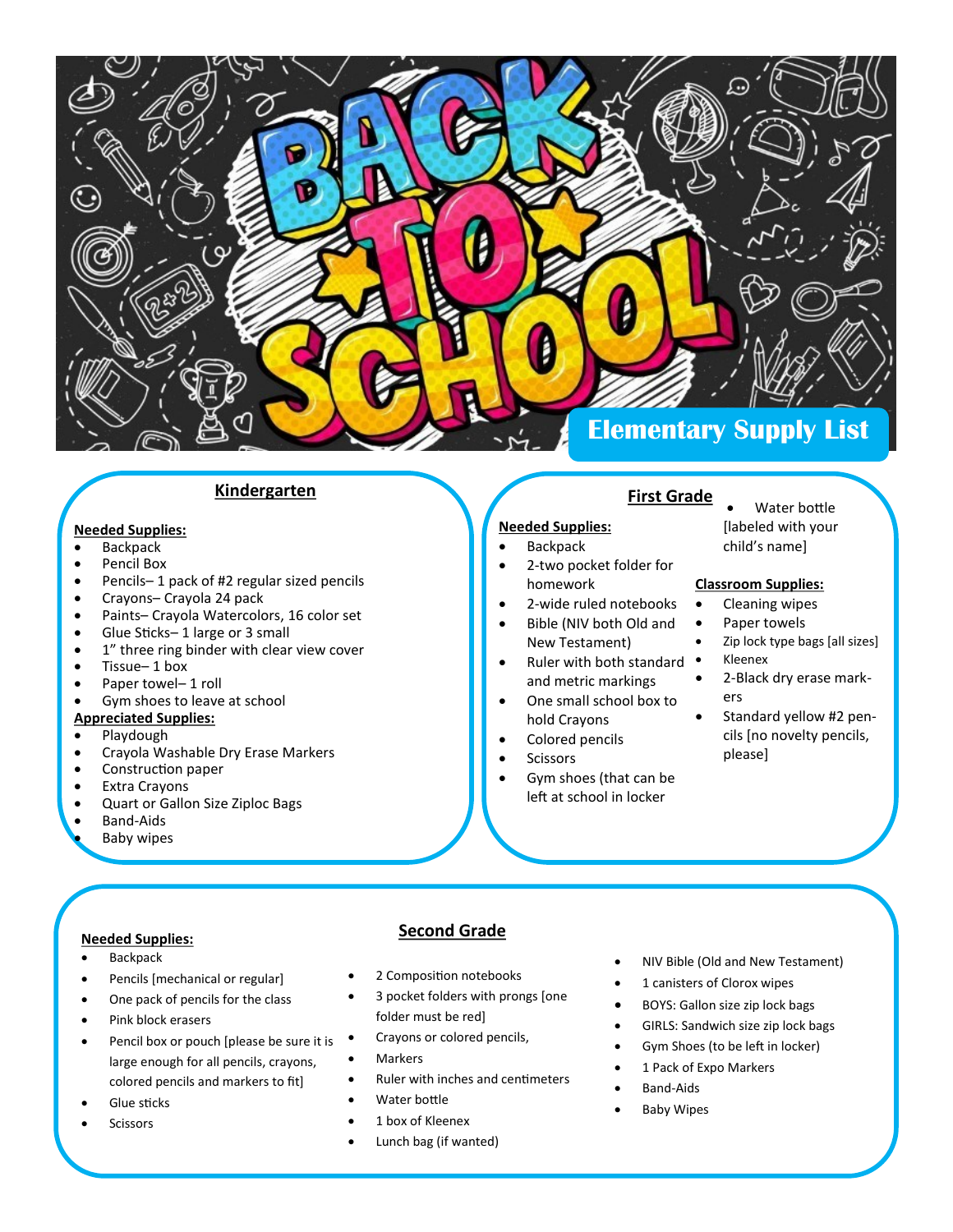# BACK TO SCHOOL

## Elementary Supply List

### Kindergarten

**Needed Supplies:**

- Backpack
- Pencil Box
- Pencils– 1 pack of #2 regular sized pencils
- Crayons– Crayola 24 pack
- Paints– Crayola Watercolors, 16 color set
- Glue Sticks– 1 large or 3 small
- 1" three ring binder with clear view cover
- Tissue– 1 box
- Paper towel– 1 roll
- Gym shoes to leave at school

**Appreciated Supplies:**

- Playdough
- Crayola Washable Dry Erase Markers
- Construction paper
- Extra Crayons
- Quart or Gallon Size Ziploc Bags
- Band-Aids
- Baby wipes

### First Grade

**Needed Supplies:**

- Backpack
- 2-two pocket folder for homework
- 2-wide ruled notebooks
- Bible (NIV both Old and New Testament)
- Ruler with both standard and metric markings
- One small school box to hold Crayons
- Colored pencils
- Scissors
- Gym shoes (that can be left at school in locker
- Water bottle [labeled with your child's name]

**Classroom Supplies:**

- Cleaning wipes
- Paper towels
- Zip lock type bags [all sizes]
- Kleenex
- 2-Black dry erase markers
- Standard yellow #2 pencils [no novelty pencils, please]

### Second Grade

**Needed Supplies:**

- Backpack
- Pencils [mechanical or regular]
- One pack of pencils for the class
- Pink block erasers
- Pencil box or pouch [please be sure it is large enough for all pencils, crayons, colored pencils and markers to fit]
- Glue sticks
- Scissors
- 2 Composition notebooks
- 3 pocket folders with prongs [one folder must be red]
- Crayons or colored pencils,
- Markers
- Ruler with inches and centimeters
- Water bottle
- 1 box of Kleenex
- Lunch bag (if wanted)
- NIV Bible (Old and New Testament)
- 1 canisters of Clorox wipes
- BOYS: Gallon size zip lock bags
- GIRLS: Sandwich size zip lock bags
- Gym Shoes (to be left in locker)
- 1 Pack of Expo Markers
- Band-Aids
- Baby Wipes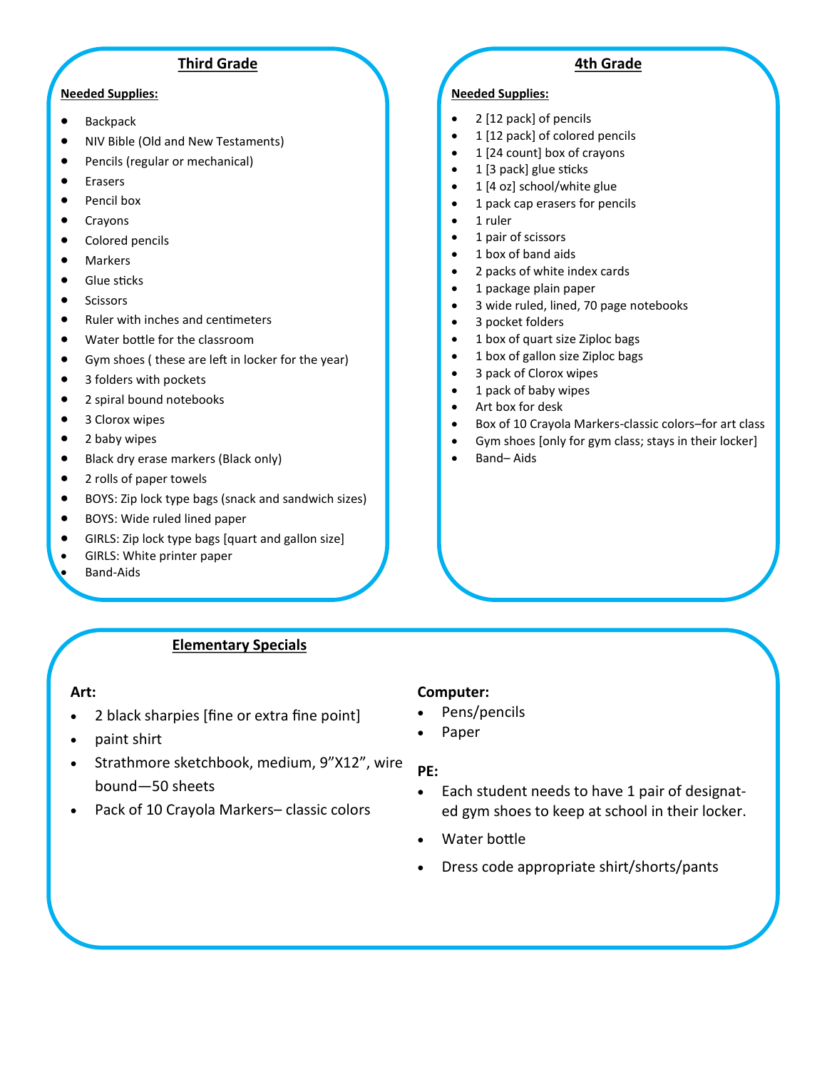## Third Grade

**Needed Supplies:**

- Backpack
- NIV Bible (Old and New Testaments)
- Pencils (regular or mechanical)
- Erasers
- Pencil box
- Crayons
- Colored pencils
- Markers
- Glue sticks
- Scissors
- Ruler with inches and centimeters
- Water bottle for the classroom
- Gym shoes ( these are left in locker for the year)
- 3 folders with pockets
- 2 spiral bound notebooks
- 3 Clorox wipes
- 2 baby wipes
- Black dry erase markers (Black only)
- 2 rolls of paper towels
- BOYS: Zip lock type bags (snack and sandwich sizes)
- BOYS: Wide ruled lined paper
- GIRLS: Zip lock type bags [quart and gallon size]
- GIRLS: White printer paper
- Band-Aids

## 4th Grade

**Needed Supplies:**

- 2 [12 pack] of pencils
- 1 [12 pack] of colored pencils
- 1 [24 count] box of crayons
- 1 [3 pack] glue sticks
- 1 [4 oz] school/white glue
- 1 pack cap erasers for pencils
- 1 ruler
- 1 pair of scissors
- 1 box of band aids
- 2 packs of white index cards
- 1 package plain paper
- 3 wide ruled, lined, 70 page notebooks
- 3 pocket folders
- 1 box of quart size Ziploc bags
- 1 box of gallon size Ziploc bags
- 3 pack of Clorox wipes
- 1 pack of baby wipes
- Art box for desk
- Box of 10 Crayola Markers-classic colors–for art class
- Gym shoes [only for gym class; stays in their locker]
- Band– Aids

## Elementary Specials

**Art:**

- 2 black sharpies [fine or extra fine point]
- paint shirt
- Strathmore sketchbook, medium, 9”X12”, wire bound—50 sheets
- Pack of 10 Crayola Markers– classic colors

**Computer:**

- Pens/pencils
- Paper

**PE:**

- Each student needs to have 1 pair of designated gym shoes to keep at school in their locker.
- Water bottle
- Dress code appropriate shirt/shorts/pants